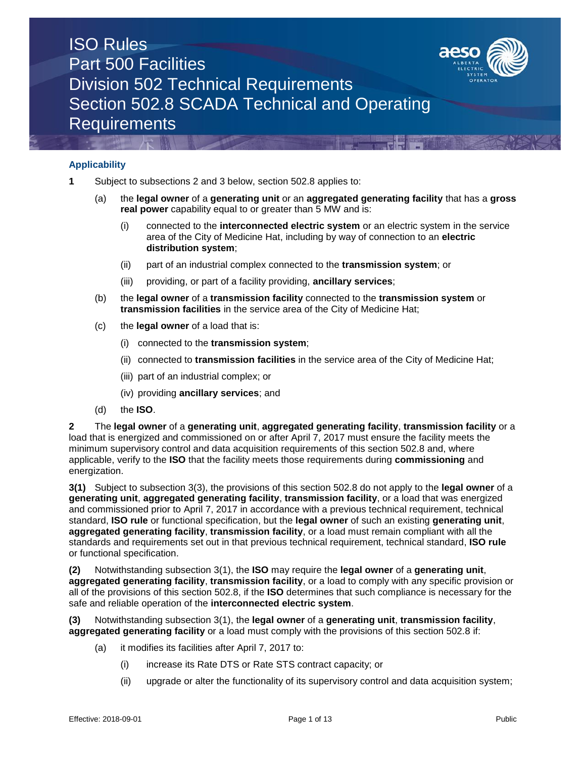# ISO Rules
# Part 500 Facilities
# Division 502 Technical Requirements
# Section 502.8 SCADA Technical and Operating Requirements

## Applicability

**1** Subject to subsections 2 and 3 below, section 502.8 applies to:

(a) the **legal owner** of a **generating unit** or an **aggregated generating facility** that has a **gross real power** capability equal to or greater than 5 MW and is:

(i) connected to the **interconnected electric system** or an electric system in the service area of the City of Medicine Hat, including by way of connection to an **electric distribution system**;

(ii) part of an industrial complex connected to the **transmission system**; or

(iii) providing, or part of a facility providing, **ancillary services**;

(b) the **legal owner** of a **transmission facility** connected to the **transmission system** or **transmission facilities** in the service area of the City of Medicine Hat;

(c) the **legal owner** of a load that is:

(i) connected to the **transmission system**;

(ii) connected to **transmission facilities** in the service area of the City of Medicine Hat;

(iii) part of an industrial complex; or

(iv) providing **ancillary services**; and

(d) the **ISO**.

**2** The **legal owner** of a **generating unit**, **aggregated generating facility**, **transmission facility** or a load that is energized and commissioned on or after April 7, 2017 must ensure the facility meets the minimum supervisory control and data acquisition requirements of this section 502.8 and, where applicable, verify to the **ISO** that the facility meets those requirements during **commissioning** and energization.

**3(1)** Subject to subsection 3(3), the provisions of this section 502.8 do not apply to the **legal owner** of a **generating unit**, **aggregated generating facility**, **transmission facility**, or a load that was energized and commissioned prior to April 7, 2017 in accordance with a previous technical requirement, technical standard, **ISO rule** or functional specification, but the **legal owner** of such an existing **generating unit**, **aggregated generating facility**, **transmission facility**, or a load must remain compliant with all the standards and requirements set out in that previous technical requirement, technical standard, **ISO rule** or functional specification.

**(2)** Notwithstanding subsection 3(1), the **ISO** may require the **legal owner** of a **generating unit**, **aggregated generating facility**, **transmission facility**, or a load to comply with any specific provision or all of the provisions of this section 502.8, if the **ISO** determines that such compliance is necessary for the safe and reliable operation of the **interconnected electric system**.

**(3)** Notwithstanding subsection 3(1), the **legal owner** of a **generating unit**, **transmission facility**, **aggregated generating facility** or a load must comply with the provisions of this section 502.8 if:

(a) it modifies its facilities after April 7, 2017 to:

(i) increase its Rate DTS or Rate STS contract capacity; or

(ii) upgrade or alter the functionality of its supervisory control and data acquisition system;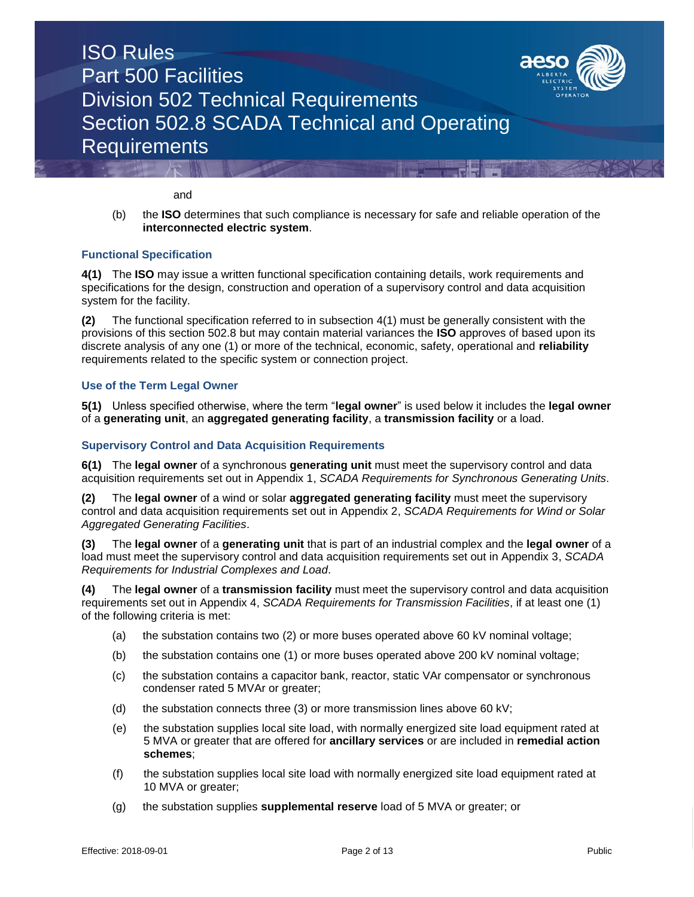and

(b) the **ISO** determines that such compliance is necessary for safe and reliable operation of the **interconnected electric system**.

### Functional Specification

**4(1)** The **ISO** may issue a written functional specification containing details, work requirements and specifications for the design, construction and operation of a supervisory control and data acquisition system for the facility.

**(2)** The functional specification referred to in subsection 4(1) must be generally consistent with the provisions of this section 502.8 but may contain material variances the **ISO** approves of based upon its discrete analysis of any one (1) or more of the technical, economic, safety, operational and **reliability** requirements related to the specific system or connection project.

### Use of the Term Legal Owner

**5(1)** Unless specified otherwise, where the term "**legal owner**" is used below it includes the **legal owner** of a **generating unit**, an **aggregated generating facility**, a **transmission facility** or a load.

### Supervisory Control and Data Acquisition Requirements

**6(1)** The **legal owner** of a synchronous **generating unit** must meet the supervisory control and data acquisition requirements set out in Appendix 1, *SCADA Requirements for Synchronous Generating Units*.

**(2)** The **legal owner** of a wind or solar **aggregated generating facility** must meet the supervisory control and data acquisition requirements set out in Appendix 2, *SCADA Requirements for Wind or Solar Aggregated Generating Facilities*.

**(3)** The **legal owner** of a **generating unit** that is part of an industrial complex and the **legal owner** of a load must meet the supervisory control and data acquisition requirements set out in Appendix 3, *SCADA Requirements for Industrial Complexes and Load*.

**(4)** The **legal owner** of a **transmission facility** must meet the supervisory control and data acquisition requirements set out in Appendix 4, *SCADA Requirements for Transmission Facilities*, if at least one (1) of the following criteria is met:

(a) the substation contains two (2) or more buses operated above 60 kV nominal voltage;

(b) the substation contains one (1) or more buses operated above 200 kV nominal voltage;

(c) the substation contains a capacitor bank, reactor, static VAr compensator or synchronous condenser rated 5 MVAr or greater;

(d) the substation connects three (3) or more transmission lines above 60 kV;

(e) the substation supplies local site load, with normally energized site load equipment rated at 5 MVA or greater that are offered for **ancillary services** or are included in **remedial action schemes**;

(f) the substation supplies local site load with normally energized site load equipment rated at 10 MVA or greater;

(g) the substation supplies **supplemental reserve** load of 5 MVA or greater; or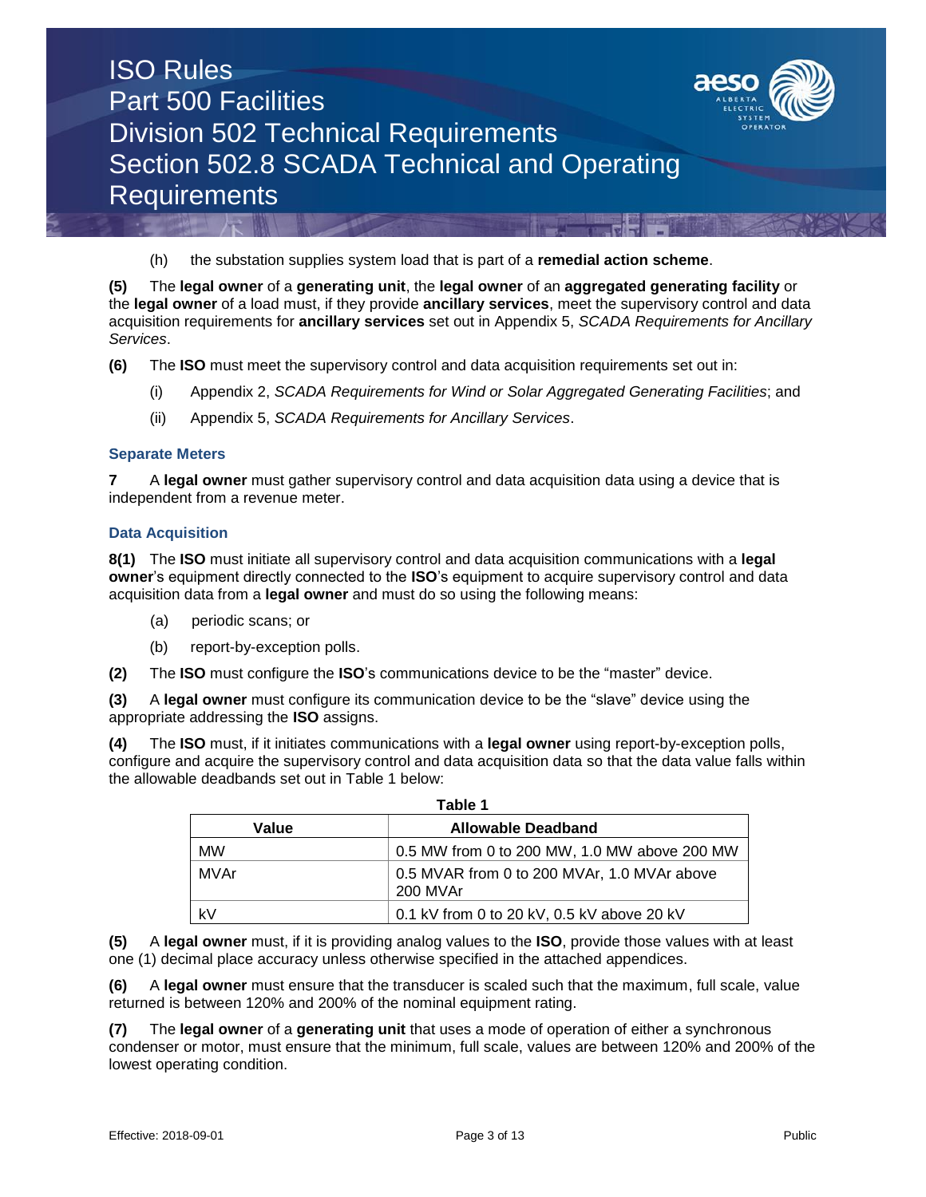(h) the substation supplies system load that is part of a **remedial action scheme**.

**(5)** The **legal owner** of a **generating unit**, the **legal owner** of an **aggregated generating facility** or the **legal owner** of a load must, if they provide **ancillary services**, meet the supervisory control and data acquisition requirements for **ancillary services** set out in Appendix 5, *SCADA Requirements for Ancillary Services*.

**(6)** The **ISO** must meet the supervisory control and data acquisition requirements set out in:

(i) Appendix 2, *SCADA Requirements for Wind or Solar Aggregated Generating Facilities*; and

(ii) Appendix 5, *SCADA Requirements for Ancillary Services*.

### Separate Meters

**7** A **legal owner** must gather supervisory control and data acquisition data using a device that is independent from a revenue meter.

### Data Acquisition

**8(1)** The **ISO** must initiate all supervisory control and data acquisition communications with a **legal owner**'s equipment directly connected to the **ISO**'s equipment to acquire supervisory control and data acquisition data from a **legal owner** and must do so using the following means:

(a) periodic scans; or

(b) report-by-exception polls.

**(2)** The **ISO** must configure the **ISO**'s communications device to be the "master" device.

**(3)** A **legal owner** must configure its communication device to be the "slave" device using the appropriate addressing the **ISO** assigns.

**(4)** The **ISO** must, if it initiates communications with a **legal owner** using report-by-exception polls, configure and acquire the supervisory control and data acquisition data so that the data value falls within the allowable deadbands set out in Table 1 below:

**Table 1**

| Value | Allowable Deadband |
|---|---|
| MW | 0.5 MW from 0 to 200 MW, 1.0 MW above 200 MW |
| MVAr | 0.5 MVAR from 0 to 200 MVAr, 1.0 MVAr above 200 MVAr |
| kV | 0.1 kV from 0 to 20 kV, 0.5 kV above 20 kV |

**(5)** A **legal owner** must, if it is providing analog values to the **ISO**, provide those values with at least one (1) decimal place accuracy unless otherwise specified in the attached appendices.

**(6)** A **legal owner** must ensure that the transducer is scaled such that the maximum, full scale, value returned is between 120% and 200% of the nominal equipment rating.

**(7)** The **legal owner** of a **generating unit** that uses a mode of operation of either a synchronous condenser or motor, must ensure that the minimum, full scale, values are between 120% and 200% of the lowest operating condition.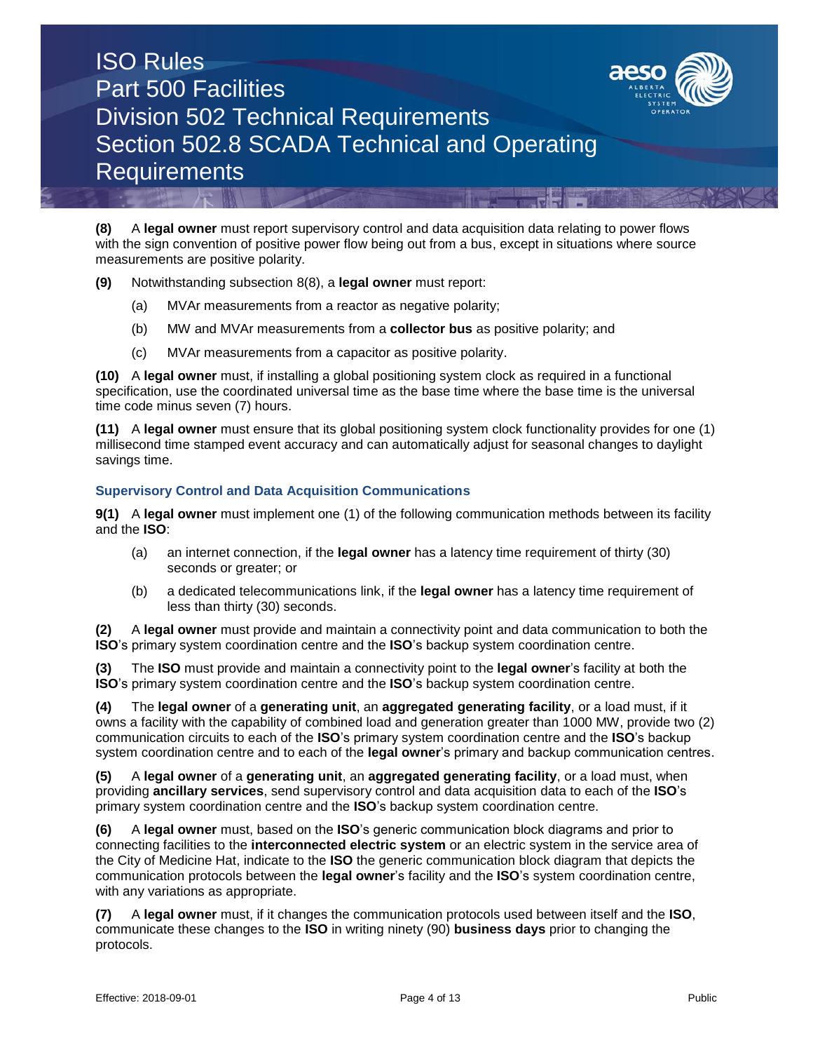**(8)** A **legal owner** must report supervisory control and data acquisition data relating to power flows with the sign convention of positive power flow being out from a bus, except in situations where source measurements are positive polarity.

**(9)** Notwithstanding subsection 8(8), a **legal owner** must report:

(a) MVAr measurements from a reactor as negative polarity;

(b) MW and MVAr measurements from a **collector bus** as positive polarity; and

(c) MVAr measurements from a capacitor as positive polarity.

**(10)** A **legal owner** must, if installing a global positioning system clock as required in a functional specification, use the coordinated universal time as the base time where the base time is the universal time code minus seven (7) hours.

**(11)** A **legal owner** must ensure that its global positioning system clock functionality provides for one (1) millisecond time stamped event accuracy and can automatically adjust for seasonal changes to daylight savings time.

### Supervisory Control and Data Acquisition Communications

**9(1)** A **legal owner** must implement one (1) of the following communication methods between its facility and the **ISO**:

(a) an internet connection, if the **legal owner** has a latency time requirement of thirty (30) seconds or greater; or

(b) a dedicated telecommunications link, if the **legal owner** has a latency time requirement of less than thirty (30) seconds.

**(2)** A **legal owner** must provide and maintain a connectivity point and data communication to both the **ISO**'s primary system coordination centre and the **ISO**'s backup system coordination centre.

**(3)** The **ISO** must provide and maintain a connectivity point to the **legal owner**'s facility at both the **ISO**'s primary system coordination centre and the **ISO**'s backup system coordination centre.

**(4)** The **legal owner** of a **generating unit**, an **aggregated generating facility**, or a load must, if it owns a facility with the capability of combined load and generation greater than 1000 MW, provide two (2) communication circuits to each of the **ISO**'s primary system coordination centre and the **ISO**'s backup system coordination centre and to each of the **legal owner**'s primary and backup communication centres.

**(5)** A **legal owner** of a **generating unit**, an **aggregated generating facility**, or a load must, when providing **ancillary services**, send supervisory control and data acquisition data to each of the **ISO**'s primary system coordination centre and the **ISO**'s backup system coordination centre.

**(6)** A **legal owner** must, based on the **ISO**'s generic communication block diagrams and prior to connecting facilities to the **interconnected electric system** or an electric system in the service area of the City of Medicine Hat, indicate to the **ISO** the generic communication block diagram that depicts the communication protocols between the **legal owner**'s facility and the **ISO**'s system coordination centre, with any variations as appropriate.

**(7)** A **legal owner** must, if it changes the communication protocols used between itself and the **ISO**, communicate these changes to the **ISO** in writing ninety (90) **business days** prior to changing the protocols.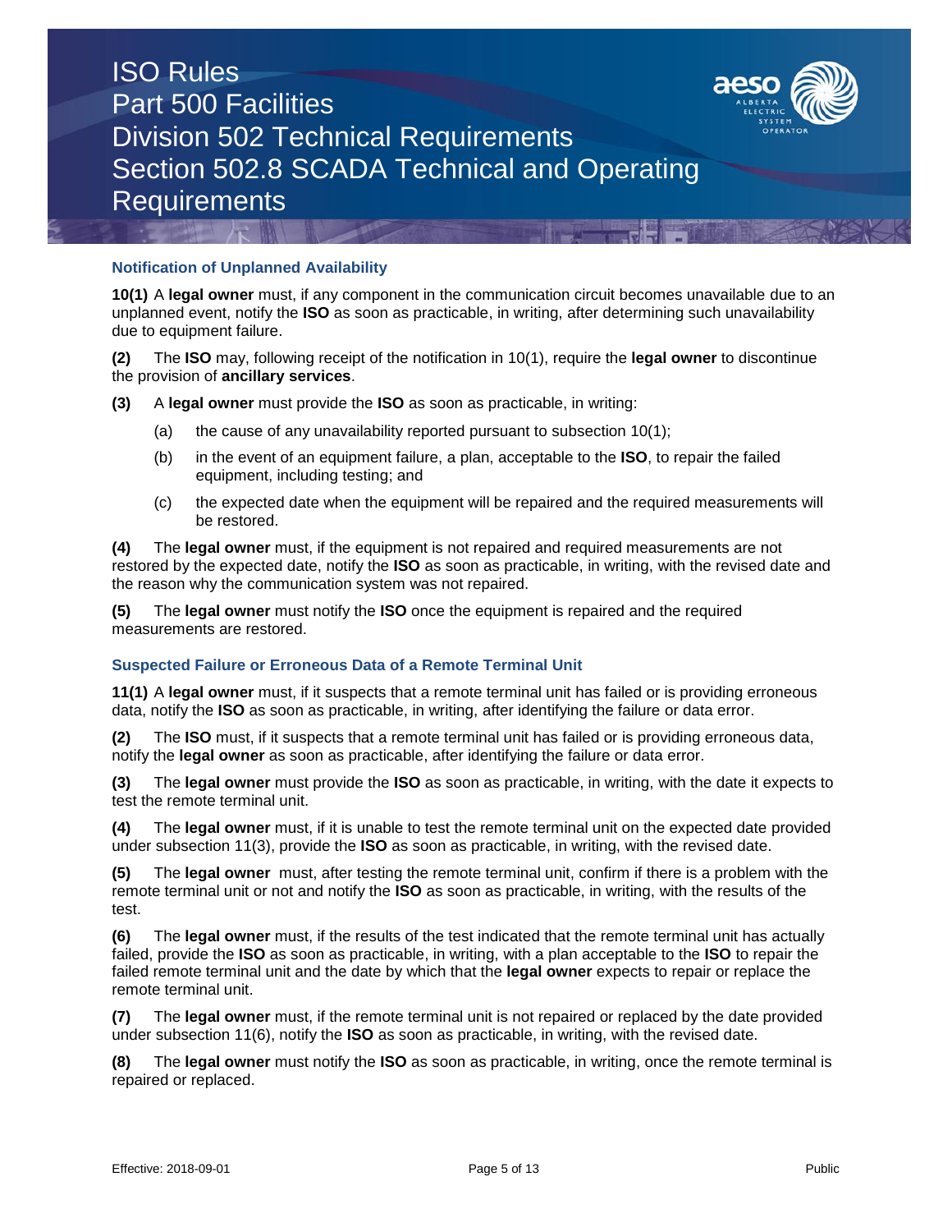### Notification of Unplanned Availability

**10(1)** A **legal owner** must, if any component in the communication circuit becomes unavailable due to an unplanned event, notify the **ISO** as soon as practicable, in writing, after determining such unavailability due to equipment failure.

**(2)** The **ISO** may, following receipt of the notification in 10(1), require the **legal owner** to discontinue the provision of **ancillary services**.

**(3)** A **legal owner** must provide the **ISO** as soon as practicable, in writing:

(a) the cause of any unavailability reported pursuant to subsection 10(1);

(b) in the event of an equipment failure, a plan, acceptable to the **ISO**, to repair the failed equipment, including testing; and

(c) the expected date when the equipment will be repaired and the required measurements will be restored.

**(4)** The **legal owner** must, if the equipment is not repaired and required measurements are not restored by the expected date, notify the **ISO** as soon as practicable, in writing, with the revised date and the reason why the communication system was not repaired.

**(5)** The **legal owner** must notify the **ISO** once the equipment is repaired and the required measurements are restored.

### Suspected Failure or Erroneous Data of a Remote Terminal Unit

**11(1)** A **legal owner** must, if it suspects that a remote terminal unit has failed or is providing erroneous data, notify the **ISO** as soon as practicable, in writing, after identifying the failure or data error.

**(2)** The **ISO** must, if it suspects that a remote terminal unit has failed or is providing erroneous data, notify the **legal owner** as soon as practicable, after identifying the failure or data error.

**(3)** The **legal owner** must provide the **ISO** as soon as practicable, in writing, with the date it expects to test the remote terminal unit.

**(4)** The **legal owner** must, if it is unable to test the remote terminal unit on the expected date provided under subsection 11(3), provide the **ISO** as soon as practicable, in writing, with the revised date.

**(5)** The **legal owner** must, after testing the remote terminal unit, confirm if there is a problem with the remote terminal unit or not and notify the **ISO** as soon as practicable, in writing, with the results of the test.

**(6)** The **legal owner** must, if the results of the test indicated that the remote terminal unit has actually failed, provide the **ISO** as soon as practicable, in writing, with a plan acceptable to the **ISO** to repair the failed remote terminal unit and the date by which that the **legal owner** expects to repair or replace the remote terminal unit.

**(7)** The **legal owner** must, if the remote terminal unit is not repaired or replaced by the date provided under subsection 11(6), notify the **ISO** as soon as practicable, in writing, with the revised date.

**(8)** The **legal owner** must notify the **ISO** as soon as practicable, in writing, once the remote terminal is repaired or replaced.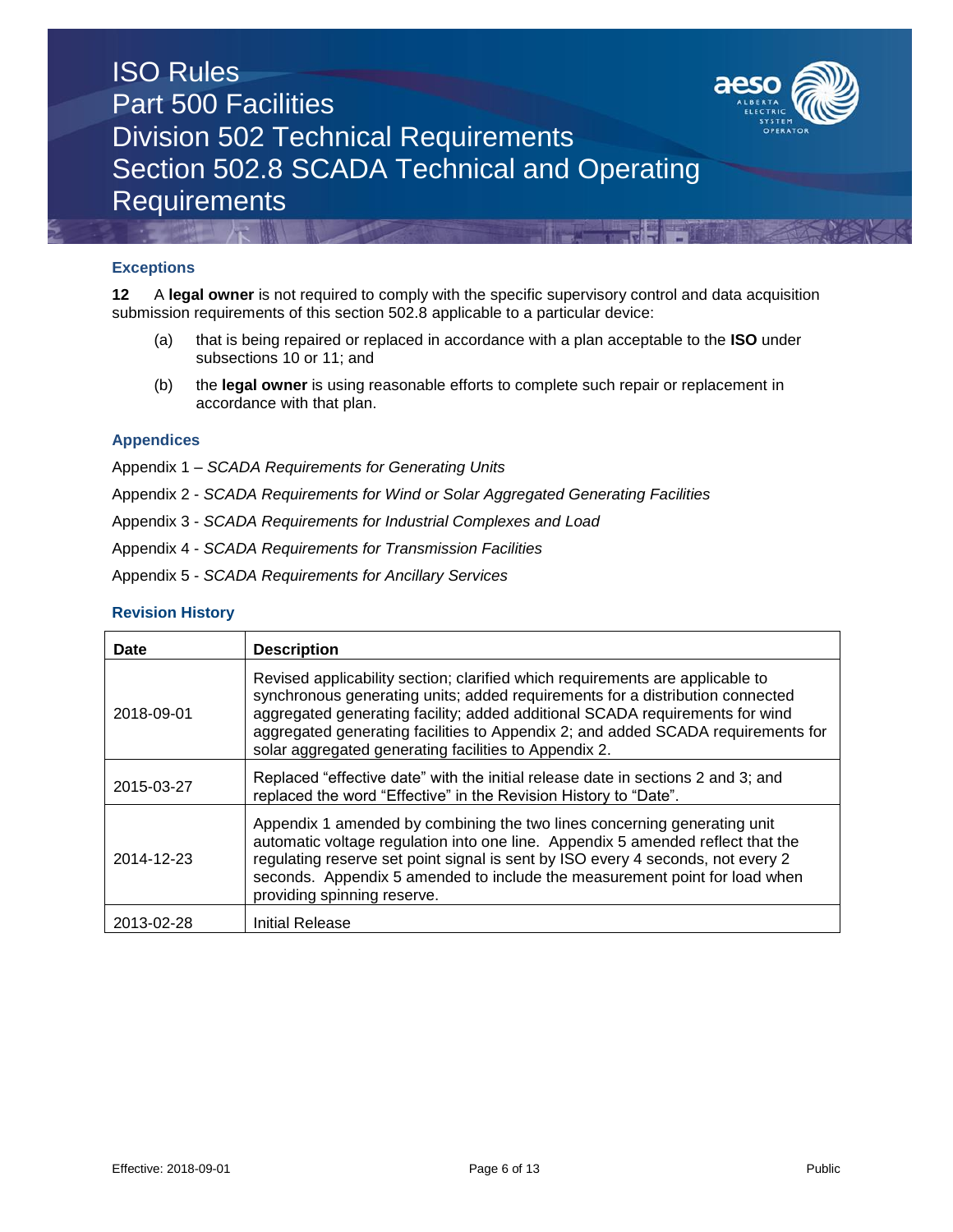### Exceptions

**12** A **legal owner** is not required to comply with the specific supervisory control and data acquisition submission requirements of this section 502.8 applicable to a particular device:

(a) that is being repaired or replaced in accordance with a plan acceptable to the **ISO** under subsections 10 or 11; and

(b) the **legal owner** is using reasonable efforts to complete such repair or replacement in accordance with that plan.

### Appendices

Appendix 1 – *SCADA Requirements for Generating Units*

Appendix 2 - *SCADA Requirements for Wind or Solar Aggregated Generating Facilities*

Appendix 3 - *SCADA Requirements for Industrial Complexes and Load*

Appendix 4 - *SCADA Requirements for Transmission Facilities*

Appendix 5 - *SCADA Requirements for Ancillary Services*

### Revision History

| Date | Description |
|---|---|
| 2018-09-01 | Revised applicability section; clarified which requirements are applicable to synchronous generating units; added requirements for a distribution connected aggregated generating facility; added additional SCADA requirements for wind aggregated generating facilities to Appendix 2; and added SCADA requirements for solar aggregated generating facilities to Appendix 2. |
| 2015-03-27 | Replaced "effective date" with the initial release date in sections 2 and 3; and replaced the word "Effective" in the Revision History to "Date". |
| 2014-12-23 | Appendix 1 amended by combining the two lines concerning generating unit automatic voltage regulation into one line. Appendix 5 amended reflect that the regulating reserve set point signal is sent by ISO every 4 seconds, not every 2 seconds. Appendix 5 amended to include the measurement point for load when providing spinning reserve. |
| 2013-02-28 | Initial Release |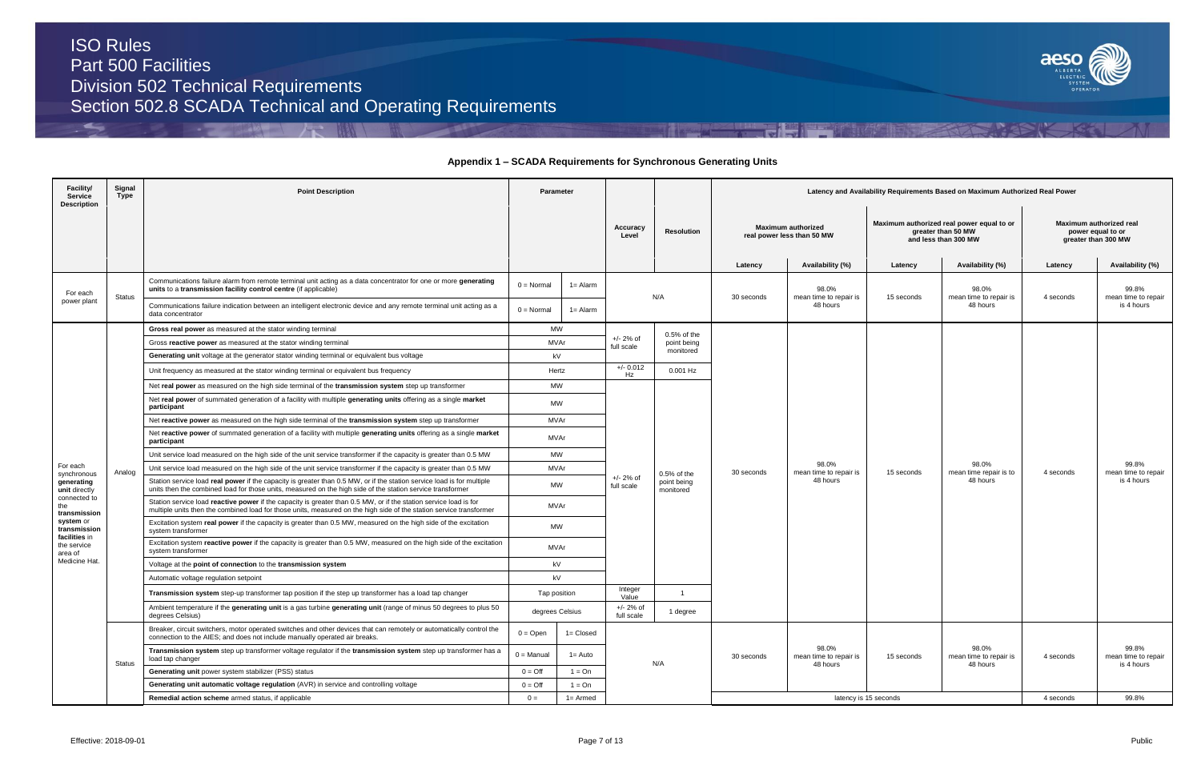# Appendix 1 – SCADA Requirements for Synchronous Generating Units

| Facility/ Service Description | Signal Type | Point Description | Parameter | | Accuracy Level | Resolution | Latency and Availability Requirements Based on Maximum Authorized Real Power | | | | | |
|---|---|---|---|---|---|---|---|---|---|---|---|---|
| | | | | | | | Maximum authorized real power less than 50 MW | | Maximum authorized real power equal to or greater than 50 MW and less than 300 MW | | Maximum authorized real power equal to or greater than 300 MW | |
| | | | | | | | Latency | Availability (%) | Latency | Availability (%) | Latency | Availability (%) |
| For each power plant | Status | Communications failure alarm from remote terminal unit acting as a data concentrator for one or more **generating units** to a **transmission facility control centre** (if applicable) | 0 = Normal | 1= Alarm | N/A | | 30 seconds | 98.0% mean time to repair is 48 hours | 15 seconds | 98.0% mean time to repair is 48 hours | 4 seconds | 99.8% mean time to repair is 4 hours |
| | | Communications failure indication between an intelligent electronic device and any remote terminal unit acting as a data concentrator | 0 = Normal | 1= Alarm | | | | | | | | |
| For each synchronous **generating unit** directly connected to the **transmission system** or **transmission facilities** in the service area of Medicine Hat. | Analog | **Gross real power** as measured at the stator winding terminal | MW | | +/- 2% of full scale | 0.5% of the point being monitored | 30 seconds | 98.0% mean time to repair is 48 hours | 15 seconds | 98.0% mean time repair is to 48 hours | 4 seconds | 99.8% mean time to repair is 4 hours |
| | | Gross **reactive power** as measured at the stator winding terminal | MVAr | | | | | | | | | |
| | | **Generating unit** voltage at the generator stator winding terminal or equivalent bus voltage | kV | | | | | | | | | |
| | | Unit frequency as measured at the stator winding terminal or equivalent bus frequency | Hertz | | +/- 0.012 Hz | 0.001 Hz | | | | | | |
| | | Net **real power** as measured on the high side terminal of the **transmission system** step up transformer | MW | | +/- 2% of full scale | 0.5% of the point being monitored | | | | | | |
| | | Net **real power** of summated generation of a facility with multiple **generating units** offering as a single **market participant** | MW | | | | | | | | | |
| | | Net **reactive power** as measured on the high side terminal of the **transmission system** step up transformer | MVAr | | | | | | | | | |
| | | Net **reactive power** of summated generation of a facility with multiple **generating units** offering as a single **market participant** | MVAr | | | | | | | | | |
| | | Unit service load measured on the high side of the unit service transformer if the capacity is greater than 0.5 MW | MW | | | | | | | | | |
| | | Unit service load measured on the high side of the unit service transformer if the capacity is greater than 0.5 MW | MVAr | | | | | | | | | |
| | | Station service load **real power** if the capacity is greater than 0.5 MW, or if the station service load is for multiple units then the combined load for those units, measured on the high side of the station service transformer | MW | | | | | | | | | |
| | | Station service load **reactive power** if the capacity is greater than 0.5 MW, or if the station service load is for multiple units then the combined load for those units, measured on the high side of the station service transformer | MVAr | | | | | | | | | |
| | | Excitation system **real power** if the capacity is greater than 0.5 MW, measured on the high side of the excitation system transformer | MW | | | | | | | | | |
| | | Excitation system **reactive power** if the capacity is greater than 0.5 MW, measured on the high side of the excitation system transformer | MVAr | | | | | | | | | |
| | | Voltage at the **point of connection** to the **transmission system** | kV | | | | | | | | | |
| | | Automatic voltage regulation setpoint | kV | | | | | | | | | |
| | | **Transmission system** step-up transformer tap position if the step up transformer has a load tap changer | Tap position | | Integer Value | 1 | | | | | | |
| | | Ambient temperature if the **generating unit** is a gas turbine **generating unit** (range of minus 50 degrees to plus 50 degrees Celsius) | degrees Celsius | | +/- 2% of full scale | 1 degree | | | | | | |
| | Status | Breaker, circuit switchers, motor operated switches and other devices that can remotely or automatically control the connection to the AIES; and does not include manually operated air breaks. | 0 = Open | 1= Closed | N/A | | 30 seconds | 98.0% mean time to repair is 48 hours | 15 seconds | 98.0% mean time to repair is 48 hours | 4 seconds | 99.8% mean time to repair is 4 hours |
| | | **Transmission system** step up transformer voltage regulator if the **transmission system** step up transformer has a load tap changer | 0 = Manual | 1= Auto | | | | | | | | |
| | | **Generating unit** power system stabilizer (PSS) status | 0 = Off | 1 = On | | | | | | | | |
| | | **Generating unit automatic voltage regulation** (AVR) in service and controlling voltage | 0 = Off | 1 = On | | | | | | | | |
| | | **Remedial action scheme** armed status, if applicable | 0 = | 1= Armed | | | latency is 15 seconds | | | | 4 seconds | 99.8% |

Effective: 2018-09-01

Public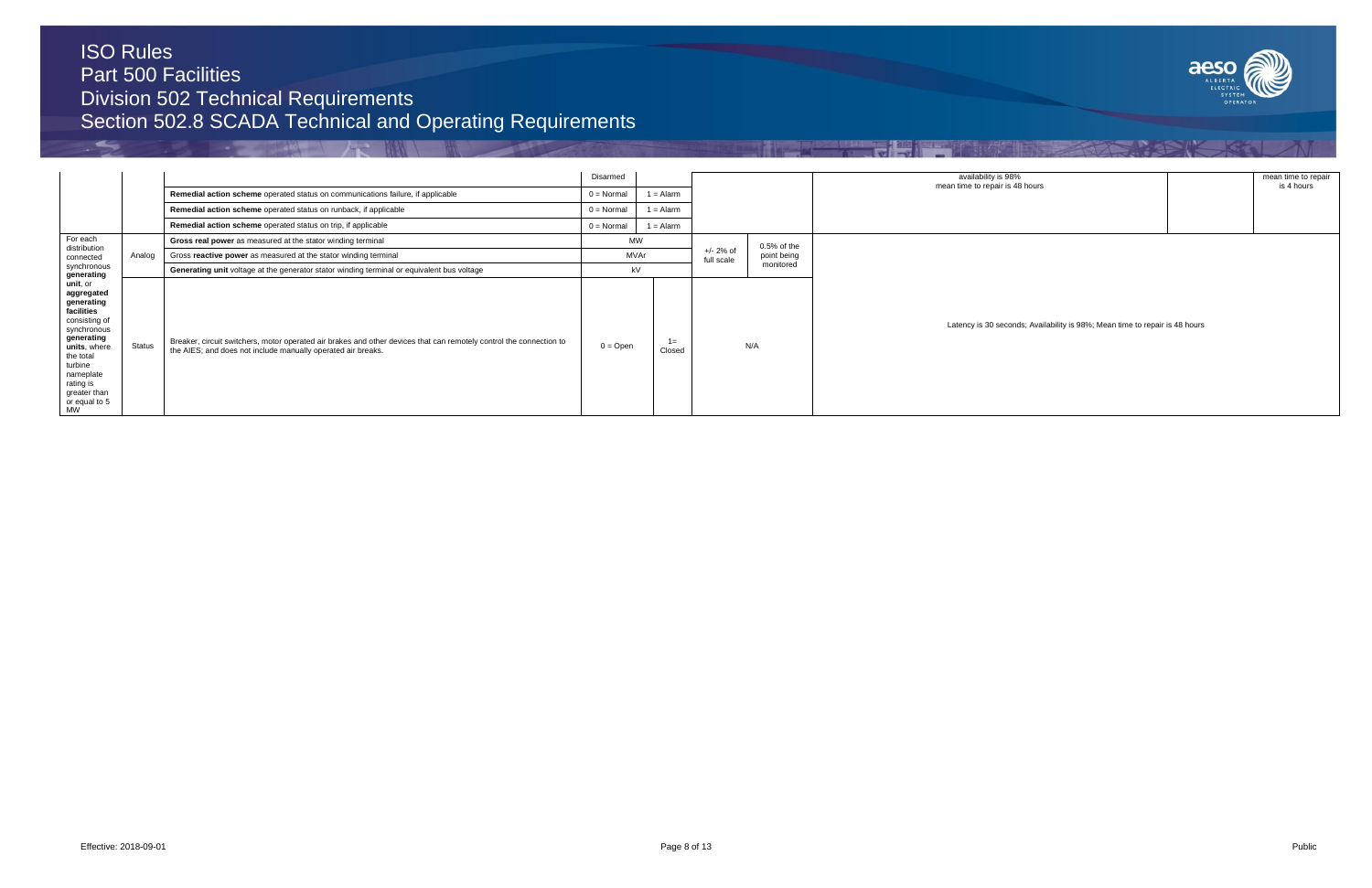| | | | | | | | | |
|---|---|---|---|---|---|---|---|---|
| | | | Disarmed | | | | availability is 98%<br>mean time to repair is 48 hours | mean time to repair is 4 hours |
| | | **Remedial action scheme** operated status on communications failure, if applicable | 0 = Normal | 1 = Alarm | | | | |
| | | **Remedial action scheme** operated status on runback, if applicable | 0 = Normal | 1 = Alarm | | | | |
| | | **Remedial action scheme** operated status on trip, if applicable | 0 = Normal | 1 = Alarm | | | | |
| For each distribution connected synchronous **generating unit**, or **aggregated generating facilities** consisting of synchronous **generating units**, where the total turbine nameplate rating is greater than or equal to 5 MW | Analog | **Gross real power** as measured at the stator winding terminal | MW | | +/- 2% of full scale | 0.5% of the point being monitored | Latency is 30 seconds; Availability is 98%; Mean time to repair is 48 hours | |
| | | Gross **reactive power** as measured at the stator winding terminal | MVAr | | | | | |
| | | **Generating unit** voltage at the generator stator winding terminal or equivalent bus voltage | kV | | | | | |
| | Status | Breaker, circuit switchers, motor operated air brakes and other devices that can remotely control the connection to the AIES; and does not include manually operated air breaks. | 0 = Open | 1= Closed | N/A | | | |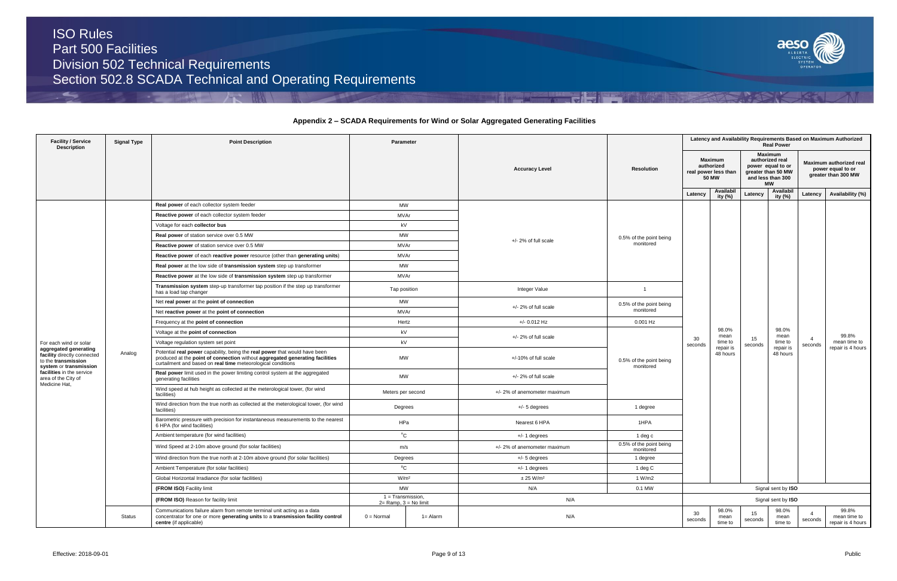### Appendix 2 – SCADA Requirements for Wind or Solar Aggregated Generating Facilities

| Facility / Service Description | Signal Type | Point Description | Parameter | | Accuracy Level | Resolution | Latency and Availability Requirements Based on Maximum Authorized Real Power | | | | | |
|---|---|---|---|---|---|---|---|---|---|---|---|---|
| | | | | | | | Maximum authorized real power less than 50 MW | | Maximum authorized real power equal to or greater than 50 MW and less than 300 MW | | Maximum authorized real power equal to or greater than 300 MW | |
| | | | | | | | Latency | Availability (%) | Latency | Availability (%) | Latency | Availability (%) |
| For each wind or solar **aggregated generating facility** directly connected to the **transmission system** or **transmission facilities** in the service area of the City of Medicine Hat, | Analog | **Real power** of each collector system feeder | MW | | +/- 2% of full scale | 0.5% of the point being monitored | 30 seconds | 98.0% mean time to repair is 48 hours | 15 seconds | 98.0% mean time to repair is 48 hours | 4 seconds | 99.8% mean time to repair is 4 hours |
| | | **Reactive power** of each collector system feeder | MVAr | | | | | | | | | |
| | | Voltage for each **collector bus** | kV | | | | | | | | | |
| | | **Real power** of station service over 0.5 MW | MW | | | | | | | | | |
| | | **Reactive power** of station service over 0.5 MW | MVAr | | | | | | | | | |
| | | **Reactive power** of each **reactive power** resource (other than **generating units**) | MVAr | | | | | | | | | |
| | | **Real power** at the low side of **transmission system** step up transformer | MW | | | | | | | | | |
| | | **Reactive power** at the low side of **transmission system** step up transformer | MVAr | | | | | | | | | |
| | | **Transmission system** step-up transformer tap position if the step up transformer has a load tap changer | Tap position | | Integer Value | 1 | | | | | | |
| | | Net **real power** at the **point of connection** | MW | | +/- 2% of full scale | 0.5% of the point being monitored | | | | | | |
| | | Net **reactive power** at the **point of connection** | MVAr | | | | | | | | | |
| | | Frequency at the **point of connection** | Hertz | | +/- 0.012 Hz | 0.001 Hz | | | | | | |
| | | Voltage at the **point of connection** | kV | | +/- 2% of full scale | 0.5% of the point being monitored | | | | | | |
| | | Voltage regulation system set point | kV | | | | | | | | | |
| | | Potential **real power** capability, being the **real power** that would have been produced at the **point of connection** without **aggregated generating facilities** curtailment and based on **real time** meteorological conditions | MW | | +/-10% of full scale | | | | | | | |
| | | **Real power** limit used in the power limiting control system at the aggregated generating facilities | MW | | +/- 2% of full scale | | | | | | | |
| | | Wind speed at hub height as collected at the meterological tower, (for wind facilities) | Meters per second | | +/- 2% of anemometer maximum | | | | | | | |
| | | Wind direction from the true north as collected at the meterological tower, (for wind facilities) | Degrees | | +/- 5 degrees | 1 degree | | | | | | |
| | | Barometric pressure with precision for instantaneous measurements to the nearest 6 HPA (for wind facilities) | HPa | | Nearest 6 HPA | 1HPA | | | | | | |
| | | Ambient temperature (for wind facilities) | °C | | +/- 1 degrees | 1 deg c | | | | | | |
| | | Wind Speed at 2-10m above ground (for solar facilities) | m/s | | +/- 2% of anemometer maximum | 0.5% of the point being monitored | | | | | | |
| | | Wind direction from the true north at 2-10m above ground (for solar facilities) | Degrees | | +/- 5 degrees | 1 degree | | | | | | |
| | | Ambient Temperature (for solar facilities) | °C | | +/- 1 degrees | 1 deg C | | | | | | |
| | | Global Horizontal Irradiance (for solar facilities) | W/m² | | ± 25 W/m² | 1 W/m2 | | | | | | |
| | | **(FROM ISO)** Facility limit | MW | | N/A | 0.1 MW | Signal sent by **ISO** | | | | | |
| | | **(FROM ISO)** Reason for facility limit | 1 = Transmission, 2= Ramp, 3 = No limit | | N/A | | Signal sent by **ISO** | | | | | |
| | Status | Communications failure alarm from remote terminal unit acting as a data concentrator for one or more **generating units** to a **transmission facility control centre** (if applicable) | 0 = Normal | 1= Alarm | N/A | | 30 seconds | 98.0% mean time to | 15 seconds | 98.0% mean time to | 4 seconds | 99.8% mean time to repair is 4 hours |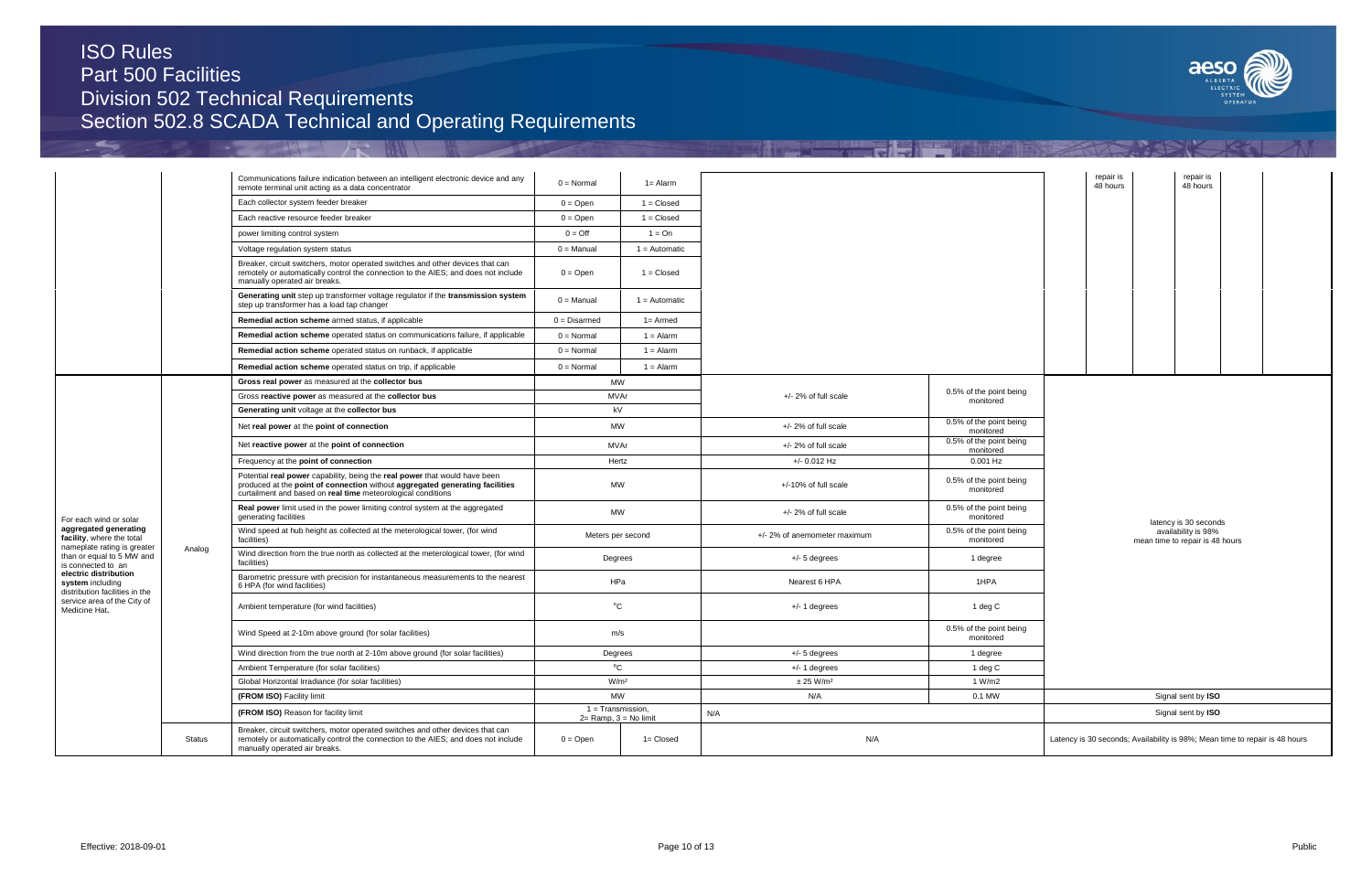| Facility | Type | Point | State / Units | | Accuracy | Resolution | | | | | | | |
|---|---|---|---|---|---|---|---|---|---|---|---|---|---|
| | | Communications failure indication between an intelligent electronic device and any remote terminal unit acting as a data concentrator | 0 = Normal | 1= Alarm | | | | repair is 48 hours | | repair is 48 hours | | | |
| | | Each collector system feeder breaker | 0 = Open | 1 = Closed | | | | | | | | | |
| | | Each reactive resource feeder breaker | 0 = Open | 1 = Closed | | | | | | | | | |
| | | power limiting control system | 0 = Off | 1 = On | | | | | | | | | |
| | | Voltage regulation system status | 0 = Manual | 1 = Automatic | | | | | | | | | |
| | | Breaker, circuit switchers, motor operated switches and other devices that can remotely or automatically control the connection to the AIES; and does not include manually operated air breaks. | 0 = Open | 1 = Closed | | | | | | | | | |
| | | **Generating unit** step up transformer voltage regulator if the **transmission system** step up transformer has a load tap changer | 0 = Manual | 1 = Automatic | | | | | | | | | |
| | | **Remedial action scheme** armed status, if applicable | 0 = Disarmed | 1= Armed | | | | | | | | | |
| | | **Remedial action scheme** operated status on communications failure, if applicable | 0 = Normal | 1 = Alarm | | | | | | | | | |
| | | **Remedial action scheme** operated status on runback, if applicable | 0 = Normal | 1 = Alarm | | | | | | | | | |
| | | **Remedial action scheme** operated status on trip, if applicable | 0 = Normal | 1 = Alarm | | | | | | | | | |
| For each wind or solar **aggregated generating facility**, where the total nameplate rating is greater than or equal to 5 MW and is connected to an **electric distribution system** including distribution facilities in the service area of the City of Medicine Hat**.** | Analog | **Gross real power** as measured at the **collector bus** | MW | | +/- 2% of full scale | 0.5% of the point being monitored | latency is 30 seconds availability is 98% mean time to repair is 48 hours | | | | | | |
| | | Gross **reactive power** as measured at the **collector bus** | MVAr | | | | | | | | | | |
| | | **Generating unit** voltage at the **collector bus** | kV | | | | | | | | | | |
| | | Net **real power** at the **point of connection** | MW | | +/- 2% of full scale | 0.5% of the point being monitored | | | | | | | |
| | | Net **reactive power** at the **point of connection** | MVAr | | +/- 2% of full scale | 0.5% of the point being monitored | | | | | | | |
| | | Frequency at the **point of connection** | Hertz | | +/- 0.012 Hz | 0.001 Hz | | | | | | | |
| | | Potential **real power** capability, being the **real power** that would have been produced at the **point of connection** without **aggregated generating facilities** curtailment and based on **real time** meteorological conditions | MW | | +/-10% of full scale | 0.5% of the point being monitored | | | | | | | |
| | | **Real power** limit used in the power limiting control system at the aggregated generating facilities | MW | | +/- 2% of full scale | 0.5% of the point being monitored | | | | | | | |
| | | Wind speed at hub height as collected at the meterological tower, (for wind facilities) | Meters per second | | +/- 2% of anemometer maximum | 0.5% of the point being monitored | | | | | | | |
| | | Wind direction from the true north as collected at the meterological tower, (for wind facilities) | Degrees | | +/- 5 degrees | 1 degree | | | | | | | |
| | | Barometric pressure with precision for instantaneous measurements to the nearest 6 HPA (for wind facilities) | HPa | | Nearest 6 HPA | 1HPA | | | | | | | |
| | | Ambient temperature (for wind facilities) | °C | | +/- 1 degrees | 1 deg C | | | | | | | |
| | | Wind Speed at 2-10m above ground (for solar facilities) | m/s | | | 0.5% of the point being monitored | | | | | | | |
| | | Wind direction from the true north at 2-10m above ground (for solar facilities) | Degrees | | +/- 5 degrees | 1 degree | | | | | | | |
| | | Ambient Temperature (for solar facilities) | °C | | +/- 1 degrees | 1 deg C | | | | | | | |
| | | Global Horizontal Irradiance (for solar facilities) | W/m² | | ± 25 W/m² | 1 W/m2 | | | | | | | |
| | | **(FROM ISO)** Facility limit | MW | | N/A | 0.1 MW | Signal sent by **ISO** | | | | | | |
| | | **(FROM ISO)** Reason for facility limit | 1 = Transmission, 2= Ramp, 3 = No limit | | N/A | | Signal sent by **ISO** | | | | | | |
| | Status | Breaker, circuit switchers, motor operated switches and other devices that can remotely or automatically control the connection to the AIES; and does not include manually operated air breaks. | 0 = Open | 1= Closed | N/A | | Latency is 30 seconds; Availability is 98%; Mean time to repair is 48 hours | | | | | | |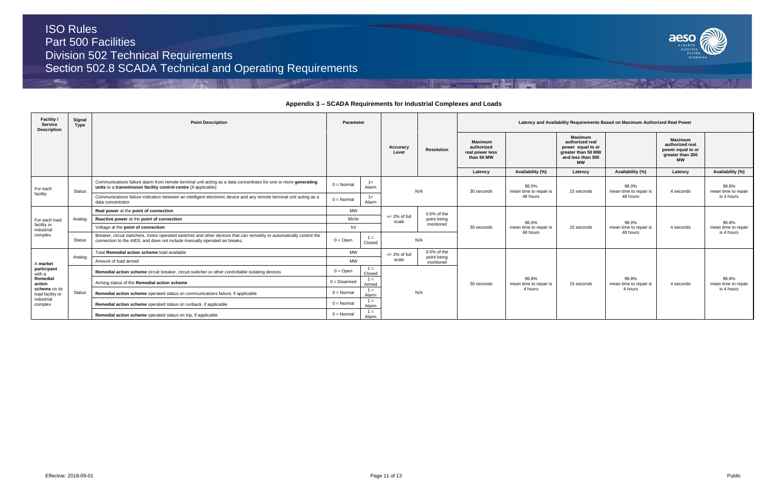## Appendix 3 – SCADA Requirements for Industrial Complexes and Loads

| Facility / Service Description | Signal Type | Point Description | Parameter | | Accuracy Level | Resolution | Latency and Availability Requirements Based on Maximum Authorized Real Power | | | | | |
|---|---|---|---|---|---|---|---|---|---|---|---|---|
| | | | | | | | Maximum authorized real power less than 50 MW | | Maximum authorized real power equal to or greater than 50 MW and less than 300 MW | | Maximum authorized real power equal to or greater than 300 MW | |
| | | | | | | | Latency | Availability (%) | Latency | Availability (%) | Latency | Availability (%) |
| For each facility | Status | Communications failure alarm from remote terminal unit acting as a data concentrator for one or more **generating units** to a **transmission facility control centre** (if applicable) | 0 = Normal | 1= Alarm | N/A | | 30 seconds | 98.0% mean time to repair is 48 hours | 15 seconds | 98.0% mean time to repair is 48 hours | 4 seconds | 99.8% mean time to repair is 4 hours |
| | | Communications failure indication between an intelligent electronic device and any remote terminal unit acting as a data concentrator | 0 = Normal | 1= Alarm | | | | | | | | |
| For each load facility or industrial complex | Analog | **Real power** at the **point of connection** | MW | | +/- 2% of full scale | 0.5% of the point being monitored | 30 seconds | 98.0% mean time to repair is 48 hours | 15 seconds | 98.0% mean time to repair is 48 hours | 4 seconds | 99.8% mean time to repair is 4 hours |
| | | **Reactive power** at the **point of connection** | MVAr | | | | | | | | | |
| | | Voltage at the **point of connection** | kV | | | | | | | | | |
| | Status | Breaker, circuit switchers, motor operated switches and other devices that can remotely or automatically control the connection to the AIES; and does not include manually operated air breaks. | 0 = Open | 1 = Closed | N/A | | | | | | | |
| A **market participant** with a **Remedial action scheme** on its load facility or industrial complex | Analog | Total **Remedial action scheme** load available | MW | | +/- 2% of full scale | 0.5% of the point being monitored | 30 seconds | 99.8% mean time to repair is 4 hours | 15 seconds | 99.8% mean time to repair is 4 hours | 4 seconds | 99.8% mean time to repair is 4 hours |
| | | Amount of load armed | MW | | | | | | | | | |
| | Status | **Remedial action scheme** circuit breaker, circuit switcher or other controllable isolating devices | 0 = Open | 1 = Closed | N/A | | | | | | | |
| | | Arming status of the **Remedial action scheme** | 0 = Disarmed | 1 = Armed | | | | | | | | |
| | | **Remedial action scheme** operated status on communications failure, if applicable | 0 = Normal | 1 = Alarm | | | | | | | | |
| | | **Remedial action scheme** operated status on runback, if applicable | 0 = Normal | 1 = Alarm | | | | | | | | |
| | | **Remedial action scheme** operated status on trip, if applicable | 0 = Normal | 1 = Alarm | | | | | | | | |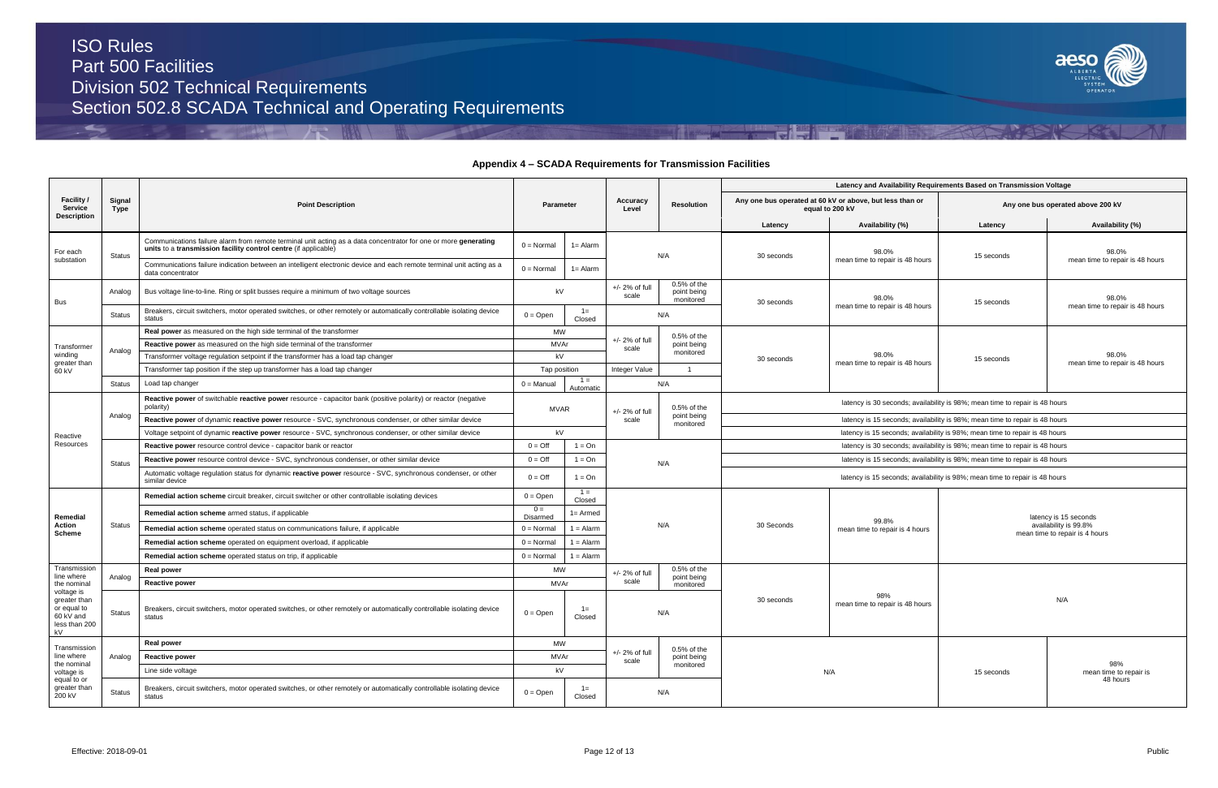## Appendix 4 – SCADA Requirements for Transmission Facilities

| Facility / Service Description | Signal Type | Point Description | Parameter | | Accuracy Level | Resolution | Latency and Availability Requirements Based on Transmission Voltage | | | |
|---|---|---|---|---|---|---|---|---|---|---|
| | | | | | | | Any one bus operated at 60 kV or above, but less than or equal to 200 kV | | Any one bus operated above 200 kV | |
| | | | | | | | Latency | Availability (%) | Latency | Availability (%) |
| For each substation | Status | Communications failure alarm from remote terminal unit acting as a data concentrator for one or more **generating units** to a **transmission facility control centre** (if applicable) | 0 = Normal | 1= Alarm | N/A | | 30 seconds | 98.0% mean time to repair is 48 hours | 15 seconds | 98.0% mean time to repair is 48 hours |
| | | Communications failure indication between an intelligent electronic device and each remote terminal unit acting as a data concentrator | 0 = Normal | 1= Alarm | | | | | | |
| Bus | Analog | Bus voltage line-to-line. Ring or split busses require a minimum of two voltage sources | kV | | +/- 2% of full scale | 0.5% of the point being monitored | 30 seconds | 98.0% mean time to repair is 48 hours | 15 seconds | 98.0% mean time to repair is 48 hours |
| | Status | Breakers, circuit switchers, motor operated switches, or other remotely or automatically controllable isolating device status | 0 = Open | 1= Closed | N/A | | | | | |
| Transformer winding greater than 60 kV | Analog | **Real power** as measured on the high side terminal of the transformer | MW | | +/- 2% of full scale | 0.5% of the point being monitored | 30 seconds | 98.0% mean time to repair is 48 hours | 15 seconds | 98.0% mean time to repair is 48 hours |
| | | **Reactive power** as measured on the high side terminal of the transformer | MVAr | | | | | | | |
| | | Transformer voltage regulation setpoint if the transformer has a load tap changer | kV | | | | | | | |
| | | Transformer tap position if the step up transformer has a load tap changer | Tap position | | Integer Value | 1 | | | | |
| | Status | Load tap changer | 0 = Manual | 1 = Automatic | N/A | | | | | |
| Reactive Resources | Analog | **Reactive power** of switchable **reactive power** resource - capacitor bank (positive polarity) or reactor (negative polarity) | MVAR | | +/- 2% of full scale | 0.5% of the point being monitored | latency is 30 seconds; availability is 98%; mean time to repair is 48 hours | | | |
| | | **Reactive power** of dynamic **reactive power** resource - SVC, synchronous condenser, or other similar device | | | | | latency is 15 seconds; availability is 98%; mean time to repair is 48 hours | | | |
| | | Voltage setpoint of dynamic **reactive power** resource - SVC, synchronous condenser, or other similar device | kV | | | | latency is 15 seconds; availability is 98%; mean time to repair is 48 hours | | | |
| | Status | **Reactive power** resource control device - capacitor bank or reactor | 0 = Off | 1 = On | N/A | | latency is 30 seconds; availability is 98%; mean time to repair is 48 hours | | | |
| | | **Reactive power** resource control device - SVC, synchronous condenser, or other similar device | 0 = Off | 1 = On | | | latency is 15 seconds; availability is 98%; mean time to repair is 48 hours | | | |
| | | Automatic voltage regulation status for dynamic **reactive power** resource - SVC, synchronous condenser, or other similar device | 0 = Off | 1 = On | | | latency is 15 seconds; availability is 98%; mean time to repair is 48 hours | | | |
| Remedial Action Scheme | Status | **Remedial action scheme** circuit breaker, circuit switcher or other controllable isolating devices | 0 = Open | 1 = Closed | N/A | | 30 Seconds | 99.8% mean time to repair is 4 hours | latency is 15 seconds availability is 99.8% mean time to repair is 4 hours | |
| | | **Remedial action scheme** armed status, if applicable | 0 = Disarmed | 1= Armed | | | | | | |
| | | **Remedial action scheme** operated status on communications failure, if applicable | 0 = Normal | 1 = Alarm | | | | | | |
| | | **Remedial action scheme** operated on equipment overload, if applicable | 0 = Normal | 1 = Alarm | | | | | | |
| | | **Remedial action scheme** operated status on trip, if applicable | 0 = Normal | 1 = Alarm | | | | | | |
| Transmission line where the nominal voltage is greater than or equal to 60 kV and less than 200 kV | Analog | **Real power** | MW | | +/- 2% of full scale | 0.5% of the point being monitored | 30 seconds | 98% mean time to repair is 48 hours | N/A | |
| | | **Reactive power** | MVAr | | | | | | | |
| | Status | Breakers, circuit switchers, motor operated switches, or other remotely or automatically controllable isolating device status | 0 = Open | 1= Closed | N/A | | | | | |
| Transmission line where the nominal voltage is equal to or greater than 200 kV | Analog | **Real power** | MW | | +/- 2% of full scale | 0.5% of the point being monitored | N/A | | 15 seconds | 98% mean time to repair is 48 hours |
| | | **Reactive power** | MVAr | | | | | | | |
| | | Line side voltage | kV | | | | | | | |
| | Status | Breakers, circuit switchers, motor operated switches, or other remotely or automatically controllable isolating device status | 0 = Open | 1= Closed | N/A | | | | | |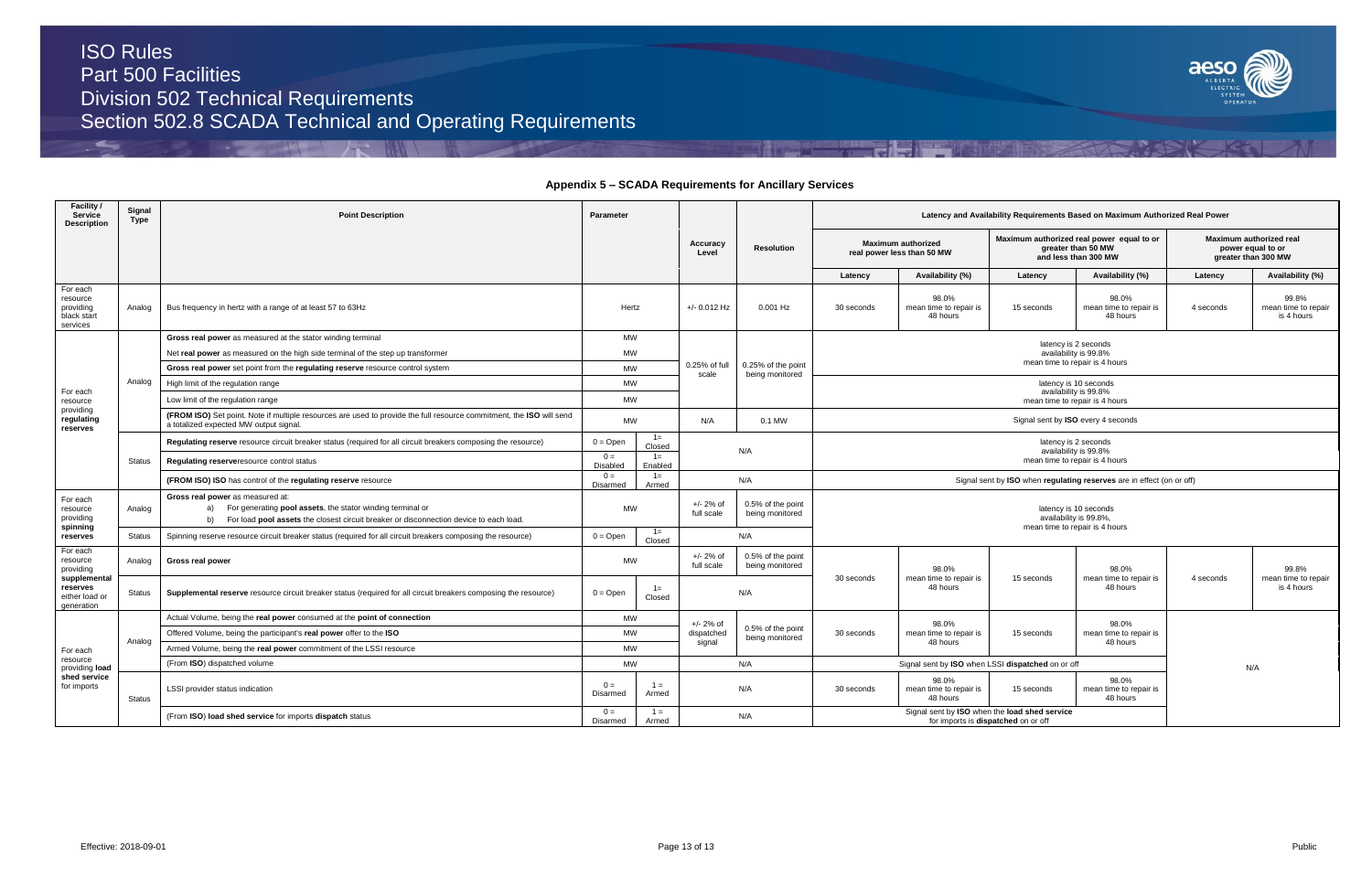# ISO Rules
## Part 500 Facilities
## Division 502 Technical Requirements
## Section 502.8 SCADA Technical and Operating Requirements

### Appendix 5 – SCADA Requirements for Ancillary Services

| Facility / Service Description | Signal Type | Point Description | Parameter | | Accuracy Level | Resolution | Latency and Availability Requirements Based on Maximum Authorized Real Power | | | | | |
|---|---|---|---|---|---|---|---|---|---|---|---|---|
| | | | | | | | Maximum authorized real power less than 50 MW | | Maximum authorized real power equal to or greater than 50 MW and less than 300 MW | | Maximum authorized real power equal to or greater than 300 MW | |
| | | | | | | | Latency | Availability (%) | Latency | Availability (%) | Latency | Availability (%) |
| For each resource providing black start services | Analog | Bus frequency in hertz with a range of at least 57 to 63Hz | Hertz | | +/- 0.012 Hz | 0.001 Hz | 30 seconds | 98.0% mean time to repair is 48 hours | 15 seconds | 98.0% mean time to repair is 48 hours | 4 seconds | 99.8% mean time to repair is 4 hours |
| For each resource providing **regulating reserves** | Analog | **Gross real power** as measured at the stator winding terminal | MW | | 0.25% of full scale | 0.25% of the point being monitored | latency is 2 seconds availability is 99.8% mean time to repair is 4 hours | | | | | |
| | | Net **real power** as measured on the high side terminal of the step up transformer | MW | | | | | | | | | |
| | | **Gross real power** set point from the **regulating reserve** resource control system | MW | | | | | | | | | |
| | | High limit of the regulation range | MW | | | | latency is 10 seconds availability is 99.8% mean time to repair is 4 hours | | | | | |
| | | Low limit of the regulation range | MW | | | | | | | | | |
| | | **(FROM ISO)** Set point. Note if multiple resources are used to provide the full resource commitment, the **ISO** will send a totalized expected MW output signal. | MW | | N/A | 0.1 MW | Signal sent by **ISO** every 4 seconds | | | | | |
| | Status | **Regulating reserve** resource circuit breaker status (required for all circuit breakers composing the resource) | 0 = Open | 1= Closed | N/A | | latency is 2 seconds availability is 99.8% mean time to repair is 4 hours | | | | | |
| | | **Regulating reserve**resource control status | 0 = Disabled | 1= Enabled | | | | | | | | |
| | | **(FROM ISO) ISO** has control of the **regulating reserve** resource | 0 = Disarmed | 1= Armed | N/A | | Signal sent by **ISO** when **regulating reserves** are in effect (on or off) | | | | | |
| For each resource providing **spinning reserves** | Analog | **Gross real power** as measured at: a) For generating **pool assets**, the stator winding terminal or b) For load **pool assets** the closest circuit breaker or disconnection device to each load. | MW | | +/- 2% of full scale | 0.5% of the point being monitored | latency is 10 seconds availability is 99.8%, mean time to repair is 4 hours | | | | | |
| | Status | Spinning reserve resource circuit breaker status (required for all circuit breakers composing the resource) | 0 = Open | 1= Closed | N/A | | | | | | | |
| For each resource providing **supplemental reserves** either load or generation | Analog | **Gross real power** | MW | | +/- 2% of full scale | 0.5% of the point being monitored | 30 seconds | 98.0% mean time to repair is 48 hours | 15 seconds | 98.0% mean time to repair is 48 hours | 4 seconds | 99.8% mean time to repair is 4 hours |
| | Status | **Supplemental reserve** resource circuit breaker status (required for all circuit breakers composing the resource) | 0 = Open | 1= Closed | N/A | | | | | | | |
| For each resource providing **load shed service** for imports | Analog | Actual Volume, being the **real power** consumed at the **point of connection** | MW | | +/- 2% of dispatched signal | 0.5% of the point being monitored | 30 seconds | 98.0% mean time to repair is 48 hours | 15 seconds | 98.0% mean time to repair is 48 hours | N/A | |
| | | Offered Volume, being the participant's **real power** offer to the **ISO** | MW | | | | | | | | | |
| | | Armed Volume, being the **real power** commitment of the LSSI resource | MW | | | | | | | | | |
| | | (From **ISO**) dispatched volume | MW | | N/A | | Signal sent by **ISO** when LSSI **dispatched** on or off | | | | | |
| | Status | LSSI provider status indication | 0 = Disarmed | 1 = Armed | N/A | | 30 seconds | 98.0% mean time to repair is 48 hours | 15 seconds | 98.0% mean time to repair is 48 hours | | |
| | | (From **ISO**) **load shed service** for imports **dispatch** status | 0 = Disarmed | 1 = Armed | N/A | | Signal sent by **ISO** when the **load shed service** for imports is **dispatched** on or off | | | | | |

Effective: 2018-09-01

Public